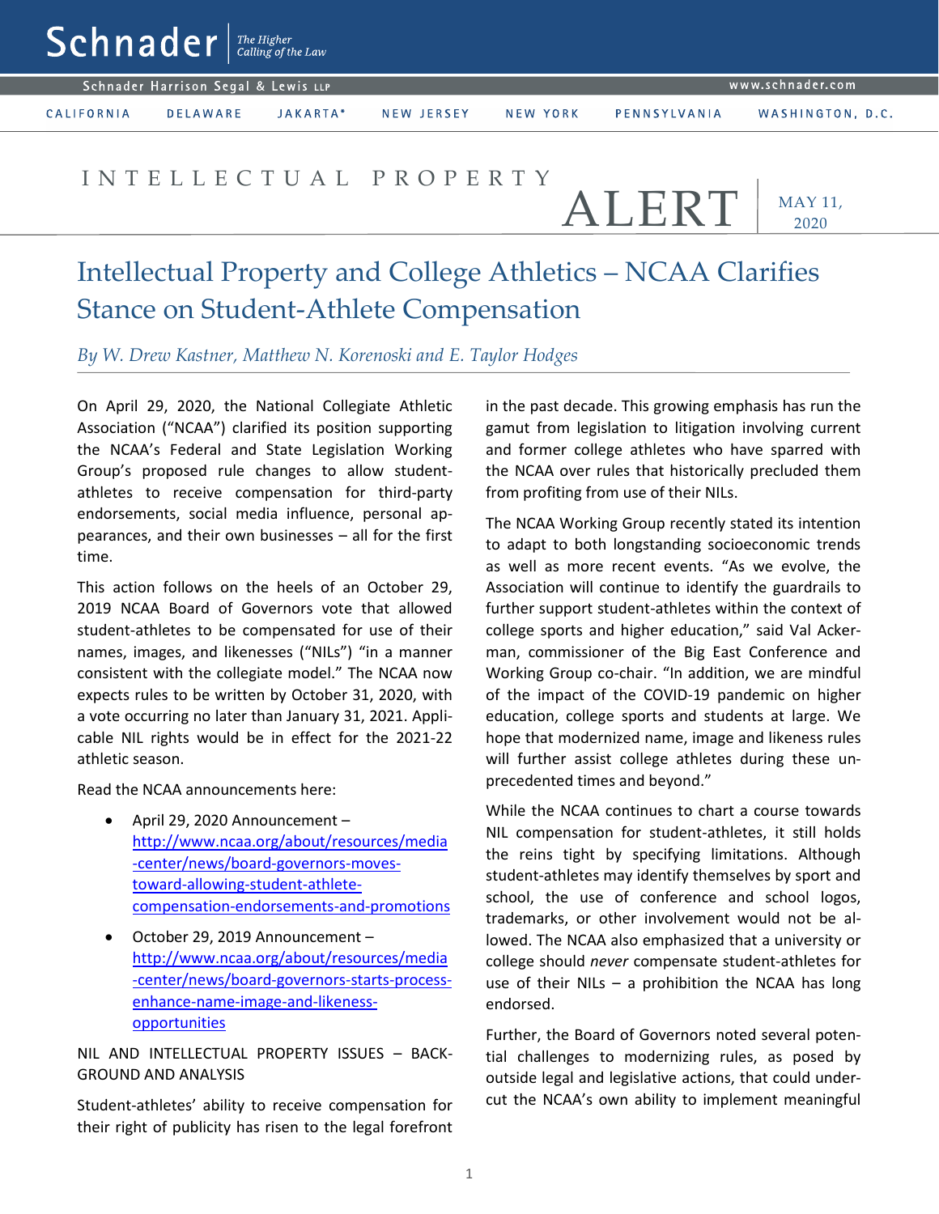Schnader | The Higher Calling of the Law

Schnader Harrison Segal & Lewis LLP — www.schnader.com

CALIFORNIA | DELAWARE | JAKARTA* | NEW JERSEY | NEW YORK | PENNSYLVANIA | WASHINGTON, D.C.

INTELLECTUAL PROPERTY ALERT

MAY 11, 2020

# Intellectual Property and College Athletics – NCAA Clarifies Stance on Student-Athlete Compensation

*By W. Drew Kastner, Matthew N. Korenoski and E. Taylor Hodges*

On April 29, 2020, the National Collegiate Athletic Association ("NCAA") clarified its position supporting the NCAA's Federal and State Legislation Working Group's proposed rule changes to allow student-athletes to receive compensation for third-party endorsements, social media influence, personal appearances, and their own businesses – all for the first time.

This action follows on the heels of an October 29, 2019 NCAA Board of Governors vote that allowed student-athletes to be compensated for use of their names, images, and likenesses ("NILs") "in a manner consistent with the collegiate model." The NCAA now expects rules to be written by October 31, 2020, with a vote occurring no later than January 31, 2021. Applicable NIL rights would be in effect for the 2021-22 athletic season.

Read the NCAA announcements here:

- April 29, 2020 Announcement – http://www.ncaa.org/about/resources/media-center/news/board-governors-moves-toward-allowing-student-athlete-compensation-endorsements-and-promotions
- October 29, 2019 Announcement – http://www.ncaa.org/about/resources/media-center/news/board-governors-starts-process-enhance-name-image-and-likeness-opportunities

NIL AND INTELLECTUAL PROPERTY ISSUES – BACKGROUND AND ANALYSIS

Student-athletes' ability to receive compensation for their right of publicity has risen to the legal forefront in the past decade. This growing emphasis has run the gamut from legislation to litigation involving current and former college athletes who have sparred with the NCAA over rules that historically precluded them from profiting from use of their NILs.

The NCAA Working Group recently stated its intention to adapt to both longstanding socioeconomic trends as well as more recent events. "As we evolve, the Association will continue to identify the guardrails to further support student-athletes within the context of college sports and higher education," said Val Ackerman, commissioner of the Big East Conference and Working Group co-chair. "In addition, we are mindful of the impact of the COVID-19 pandemic on higher education, college sports and students at large. We hope that modernized name, image and likeness rules will further assist college athletes during these unprecedented times and beyond."

While the NCAA continues to chart a course towards NIL compensation for student-athletes, it still holds the reins tight by specifying limitations. Although student-athletes may identify themselves by sport and school, the use of conference and school logos, trademarks, or other involvement would not be allowed. The NCAA also emphasized that a university or college should *never* compensate student-athletes for use of their NILs – a prohibition the NCAA has long endorsed.

Further, the Board of Governors noted several potential challenges to modernizing rules, as posed by outside legal and legislative actions, that could undercut the NCAA's own ability to implement meaningful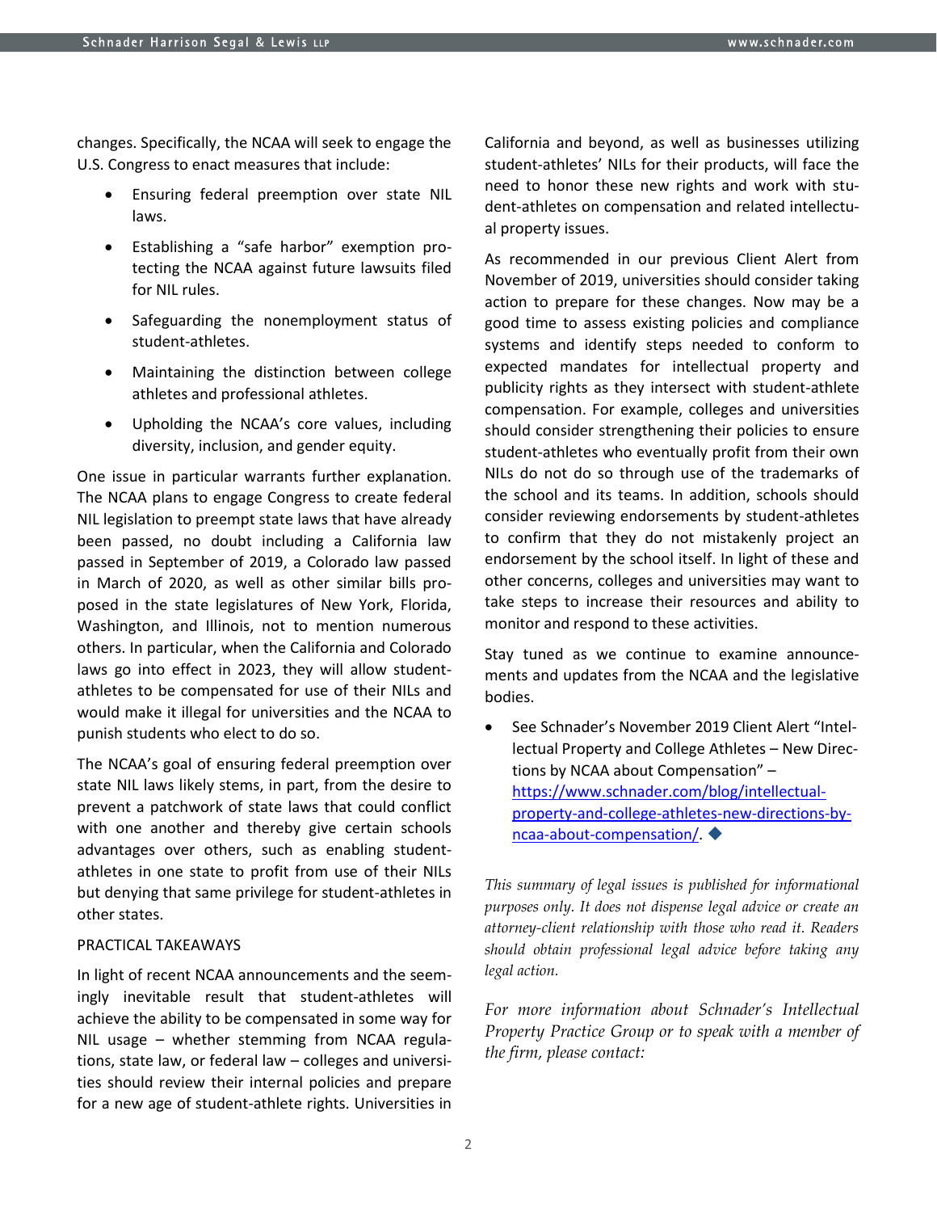changes. Specifically, the NCAA will seek to engage the U.S. Congress to enact measures that include:

- Ensuring federal preemption over state NIL laws.
- Establishing a "safe harbor" exemption protecting the NCAA against future lawsuits filed for NIL rules.
- Safeguarding the nonemployment status of student-athletes.
- Maintaining the distinction between college athletes and professional athletes.
- Upholding the NCAA's core values, including diversity, inclusion, and gender equity.

One issue in particular warrants further explanation. The NCAA plans to engage Congress to create federal NIL legislation to preempt state laws that have already been passed, no doubt including a California law passed in September of 2019, a Colorado law passed in March of 2020, as well as other similar bills proposed in the state legislatures of New York, Florida, Washington, and Illinois, not to mention numerous others. In particular, when the California and Colorado laws go into effect in 2023, they will allow student-athletes to be compensated for use of their NILs and would make it illegal for universities and the NCAA to punish students who elect to do so.

The NCAA's goal of ensuring federal preemption over state NIL laws likely stems, in part, from the desire to prevent a patchwork of state laws that could conflict with one another and thereby give certain schools advantages over others, such as enabling student-athletes in one state to profit from use of their NILs but denying that same privilege for student-athletes in other states.

PRACTICAL TAKEAWAYS

In light of recent NCAA announcements and the seemingly inevitable result that student-athletes will achieve the ability to be compensated in some way for NIL usage – whether stemming from NCAA regulations, state law, or federal law – colleges and universities should review their internal policies and prepare for a new age of student-athlete rights. Universities in California and beyond, as well as businesses utilizing student-athletes' NILs for their products, will face the need to honor these new rights and work with student-athletes on compensation and related intellectual property issues.

As recommended in our previous Client Alert from November of 2019, universities should consider taking action to prepare for these changes. Now may be a good time to assess existing policies and compliance systems and identify steps needed to conform to expected mandates for intellectual property and publicity rights as they intersect with student-athlete compensation. For example, colleges and universities should consider strengthening their policies to ensure student-athletes who eventually profit from their own NILs do not do so through use of the trademarks of the school and its teams. In addition, schools should consider reviewing endorsements by student-athletes to confirm that they do not mistakenly project an endorsement by the school itself. In light of these and other concerns, colleges and universities may want to take steps to increase their resources and ability to monitor and respond to these activities.

Stay tuned as we continue to examine announcements and updates from the NCAA and the legislative bodies.

- See Schnader's November 2019 Client Alert "Intellectual Property and College Athletes – New Directions by NCAA about Compensation" – [https://www.schnader.com/blog/intellectual-property-and-college-athletes-new-directions-by-ncaa-about-compensation/](https://www.schnader.com/blog/intellectual-property-and-college-athletes-new-directions-by-ncaa-about-compensation/). ◆

*This summary of legal issues is published for informational purposes only. It does not dispense legal advice or create an attorney-client relationship with those who read it. Readers should obtain professional legal advice before taking any legal action.*

*For more information about Schnader's Intellectual Property Practice Group or to speak with a member of the firm, please contact:*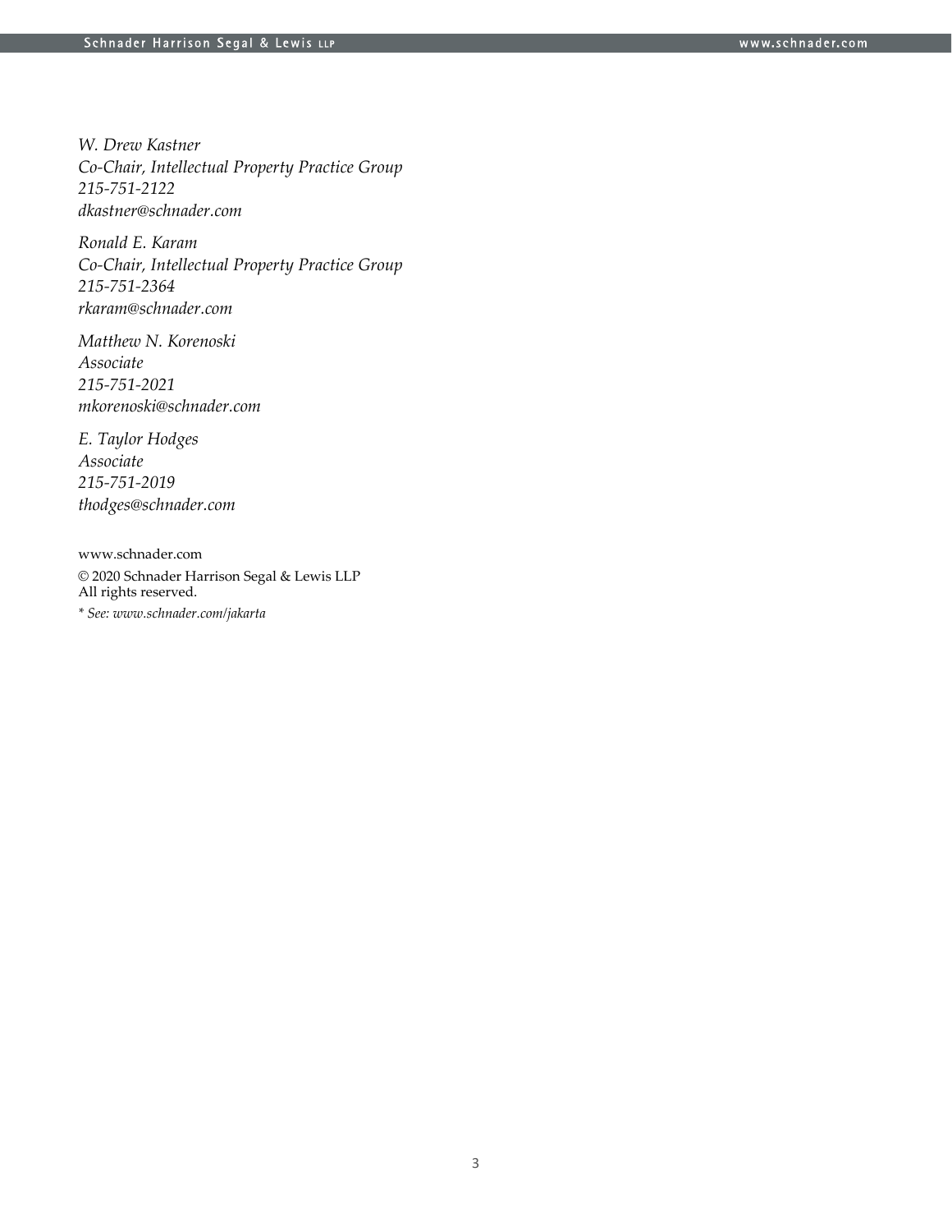*W. Drew Kastner*
*Co-Chair, Intellectual Property Practice Group*
*215-751-2122*
*dkastner@schnader.com*

*Ronald E. Karam*
*Co-Chair, Intellectual Property Practice Group*
*215-751-2364*
*rkaram@schnader.com*

*Matthew N. Korenoski*
*Associate*
*215-751-2021*
*mkorenoski@schnader.com*

*E. Taylor Hodges*
*Associate*
*215-751-2019*
*thodges@schnader.com*

www.schnader.com

© 2020 Schnader Harrison Segal & Lewis LLP
All rights reserved.

*\* See: www.schnader.com/jakarta*